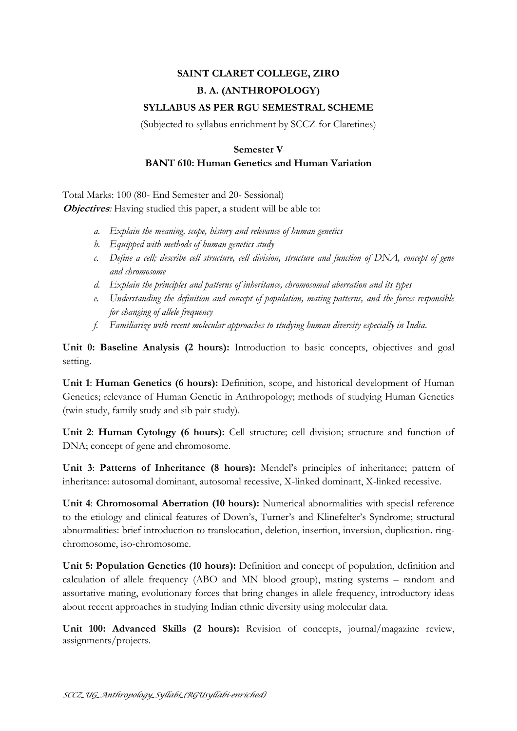# SAINT CLARET COLLEGE, ZIRO

## B. A. (ANTHROPOLOGY)

## SYLLABUS AS PER RGU SEMESTRAL SCHEME

(Subjected to syllabus enrichment by SCCZ for Claretines)

### Semester V

### BANT 610: Human Genetics and Human Variation

Total Marks: 100 (80- End Semester and 20- Sessional)

***Objectives**:* Having studied this paper, a student will be able to:

- *a. Explain the meaning, scope, history and relevance of human genetics*
- *b. Equipped with methods of human genetics study*
- *c. Define a cell; describe cell structure, cell division, structure and function of DNA, concept of gene and chromosome*
- *d. Explain the principles and patterns of inheritance, chromosomal aberration and its types*
- *e. Understanding the definition and concept of population, mating patterns, and the forces responsible for changing of allele frequency*
- *f. Familiarize with recent molecular approaches to studying human diversity especially in India.*

**Unit 0: Baseline Analysis (2 hours):** Introduction to basic concepts, objectives and goal setting.

**Unit 1**: **Human Genetics (6 hours):** Definition, scope, and historical development of Human Genetics; relevance of Human Genetic in Anthropology; methods of studying Human Genetics (twin study, family study and sib pair study).

**Unit 2**: **Human Cytology (6 hours):** Cell structure; cell division; structure and function of DNA; concept of gene and chromosome.

**Unit 3**: **Patterns of Inheritance (8 hours):** Mendel's principles of inheritance; pattern of inheritance: autosomal dominant, autosomal recessive, X-linked dominant, X-linked recessive.

**Unit 4**: **Chromosomal Aberration (10 hours):** Numerical abnormalities with special reference to the etiology and clinical features of Down's, Turner's and Klinefelter's Syndrome; structural abnormalities: brief introduction to translocation, deletion, insertion, inversion, duplication. ring-chromosome, iso-chromosome.

**Unit 5: Population Genetics (10 hours):** Definition and concept of population, definition and calculation of allele frequency (ABO and MN blood group), mating systems – random and assortative mating, evolutionary forces that bring changes in allele frequency, introductory ideas about recent approaches in studying Indian ethnic diversity using molecular data.

**Unit 100: Advanced Skills (2 hours):** Revision of concepts, journal/magazine review, assignments/projects.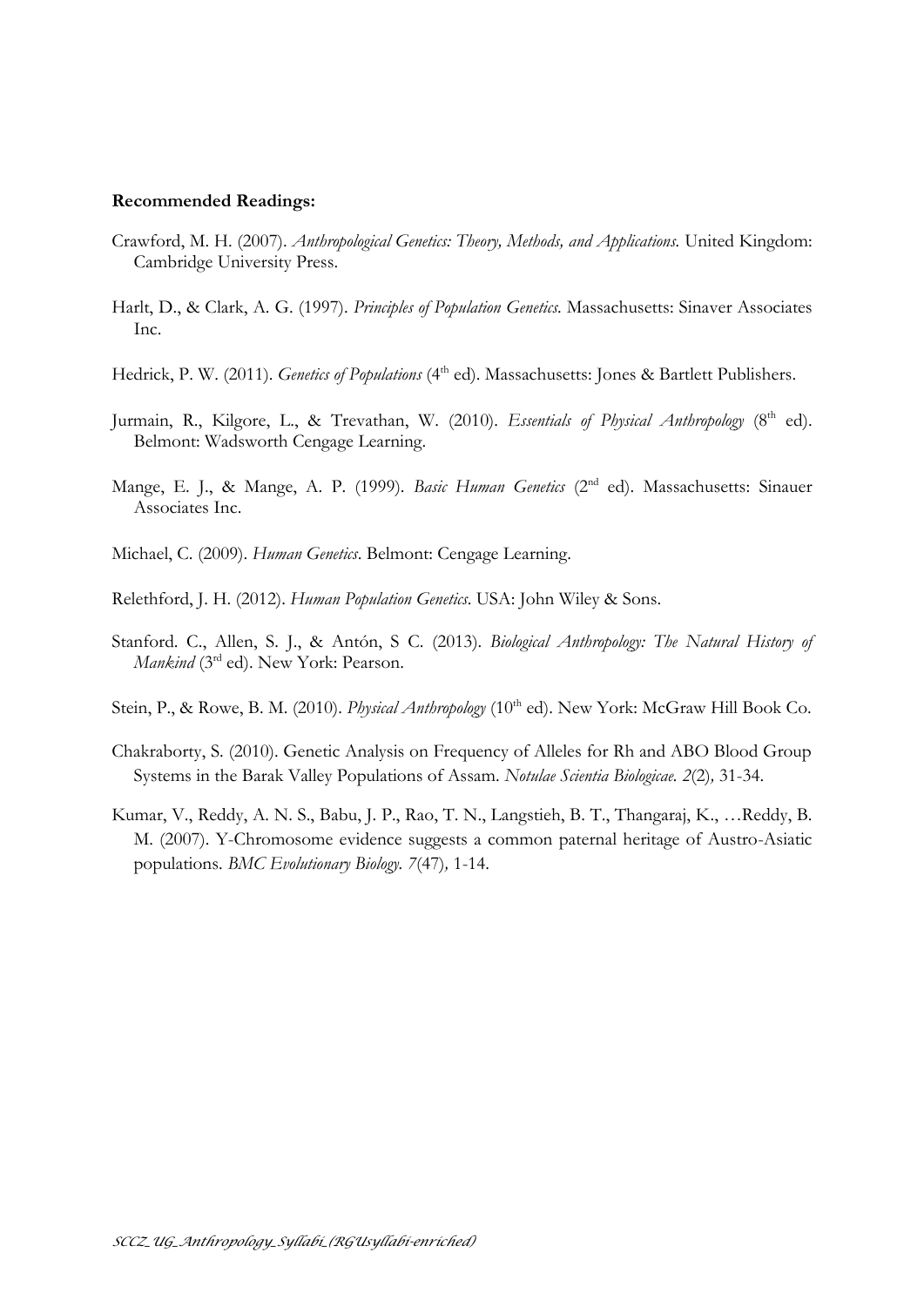**Recommended Readings:**

Crawford, M. H. (2007). *Anthropological Genetics: Theory, Methods, and Applications*. United Kingdom: Cambridge University Press.

Harlt, D., & Clark, A. G. (1997). *Principles of Population Genetics*. Massachusetts: Sinaver Associates Inc.

Hedrick, P. W. (2011). *Genetics of Populations* (4th ed). Massachusetts: Jones & Bartlett Publishers.

Jurmain, R., Kilgore, L., & Trevathan, W. (2010). *Essentials of Physical Anthropology* (8th ed). Belmont: Wadsworth Cengage Learning.

Mange, E. J., & Mange, A. P. (1999). *Basic Human Genetics* (2nd ed). Massachusetts: Sinauer Associates Inc.

Michael, C. (2009). *Human Genetics*. Belmont: Cengage Learning.

Relethford, J. H. (2012). *Human Population Genetics*. USA: John Wiley & Sons.

Stanford. C., Allen, S. J., & Antón, S C. (2013). *Biological Anthropology: The Natural History of Mankind* (3rd ed). New York: Pearson.

Stein, P., & Rowe, B. M. (2010). *Physical Anthropology* (10th ed). New York: McGraw Hill Book Co.

Chakraborty, S. (2010). Genetic Analysis on Frequency of Alleles for Rh and ABO Blood Group Systems in the Barak Valley Populations of Assam. *Notulae Scientia Biologicae. 2*(2)*,* 31-34.

Kumar, V., Reddy, A. N. S., Babu, J. P., Rao, T. N., Langstieh, B. T., Thangaraj, K., …Reddy, B. M. (2007). Y-Chromosome evidence suggests a common paternal heritage of Austro-Asiatic populations. *BMC Evolutionary Biology. 7*(47)*,* 1-14.